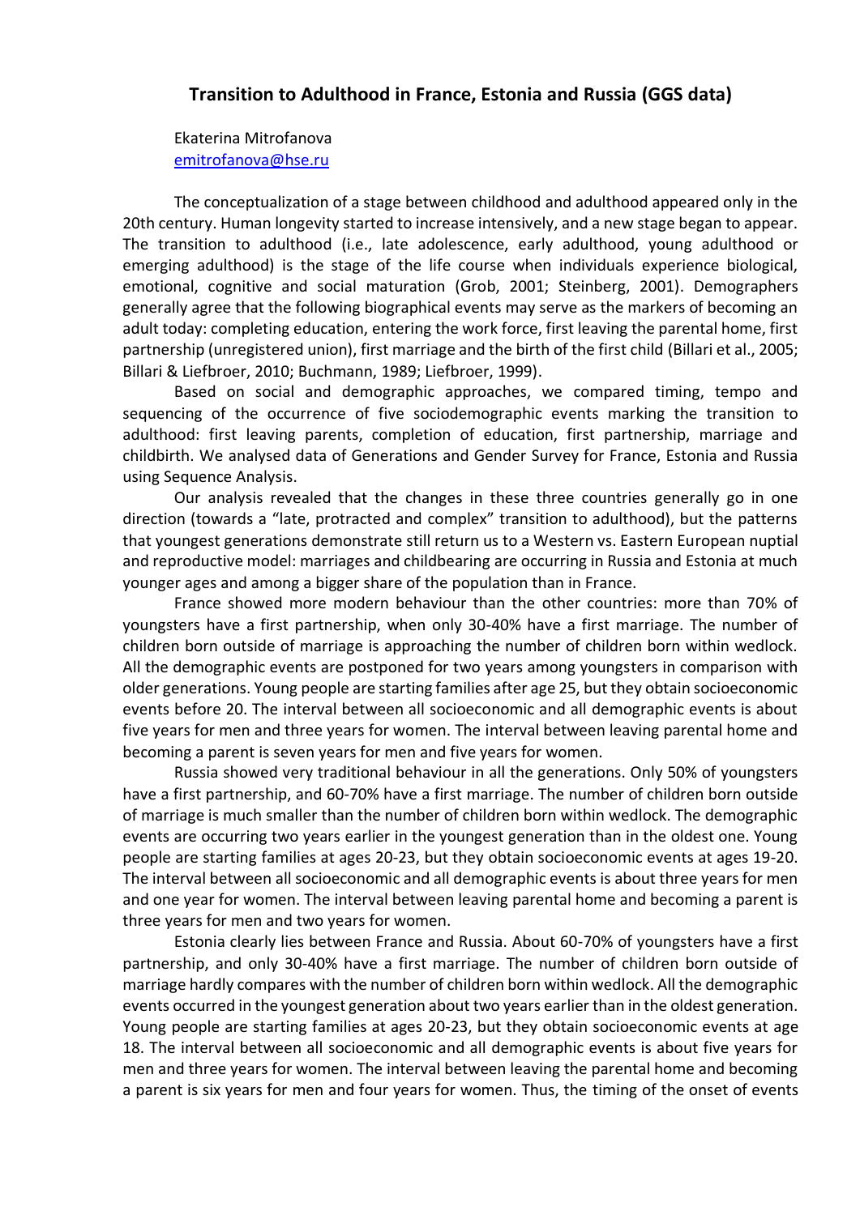# Transition to Adulthood in France, Estonia and Russia (GGS data)

Ekaterina Mitrofanova
emitrofanova@hse.ru

The conceptualization of a stage between childhood and adulthood appeared only in the 20th century. Human longevity started to increase intensively, and a new stage began to appear. The transition to adulthood (i.e., late adolescence, early adulthood, young adulthood or emerging adulthood) is the stage of the life course when individuals experience biological, emotional, cognitive and social maturation (Grob, 2001; Steinberg, 2001). Demographers generally agree that the following biographical events may serve as the markers of becoming an adult today: completing education, entering the work force, first leaving the parental home, first partnership (unregistered union), first marriage and the birth of the first child (Billari et al., 2005; Billari & Liefbroer, 2010; Buchmann, 1989; Liefbroer, 1999).

Based on social and demographic approaches, we compared timing, tempo and sequencing of the occurrence of five sociodemographic events marking the transition to adulthood: first leaving parents, completion of education, first partnership, marriage and childbirth. We analysed data of Generations and Gender Survey for France, Estonia and Russia using Sequence Analysis.

Our analysis revealed that the changes in these three countries generally go in one direction (towards a "late, protracted and complex" transition to adulthood), but the patterns that youngest generations demonstrate still return us to a Western vs. Eastern European nuptial and reproductive model: marriages and childbearing are occurring in Russia and Estonia at much younger ages and among a bigger share of the population than in France.

France showed more modern behaviour than the other countries: more than 70% of youngsters have a first partnership, when only 30-40% have a first marriage. The number of children born outside of marriage is approaching the number of children born within wedlock. All the demographic events are postponed for two years among youngsters in comparison with older generations. Young people are starting families after age 25, but they obtain socioeconomic events before 20. The interval between all socioeconomic and all demographic events is about five years for men and three years for women. The interval between leaving parental home and becoming a parent is seven years for men and five years for women.

Russia showed very traditional behaviour in all the generations. Only 50% of youngsters have a first partnership, and 60-70% have a first marriage. The number of children born outside of marriage is much smaller than the number of children born within wedlock. The demographic events are occurring two years earlier in the youngest generation than in the oldest one. Young people are starting families at ages 20-23, but they obtain socioeconomic events at ages 19-20. The interval between all socioeconomic and all demographic events is about three years for men and one year for women. The interval between leaving parental home and becoming a parent is three years for men and two years for women.

Estonia clearly lies between France and Russia. About 60-70% of youngsters have a first partnership, and only 30-40% have a first marriage. The number of children born outside of marriage hardly compares with the number of children born within wedlock. All the demographic events occurred in the youngest generation about two years earlier than in the oldest generation. Young people are starting families at ages 20-23, but they obtain socioeconomic events at age 18. The interval between all socioeconomic and all demographic events is about five years for men and three years for women. The interval between leaving the parental home and becoming a parent is six years for men and four years for women. Thus, the timing of the onset of events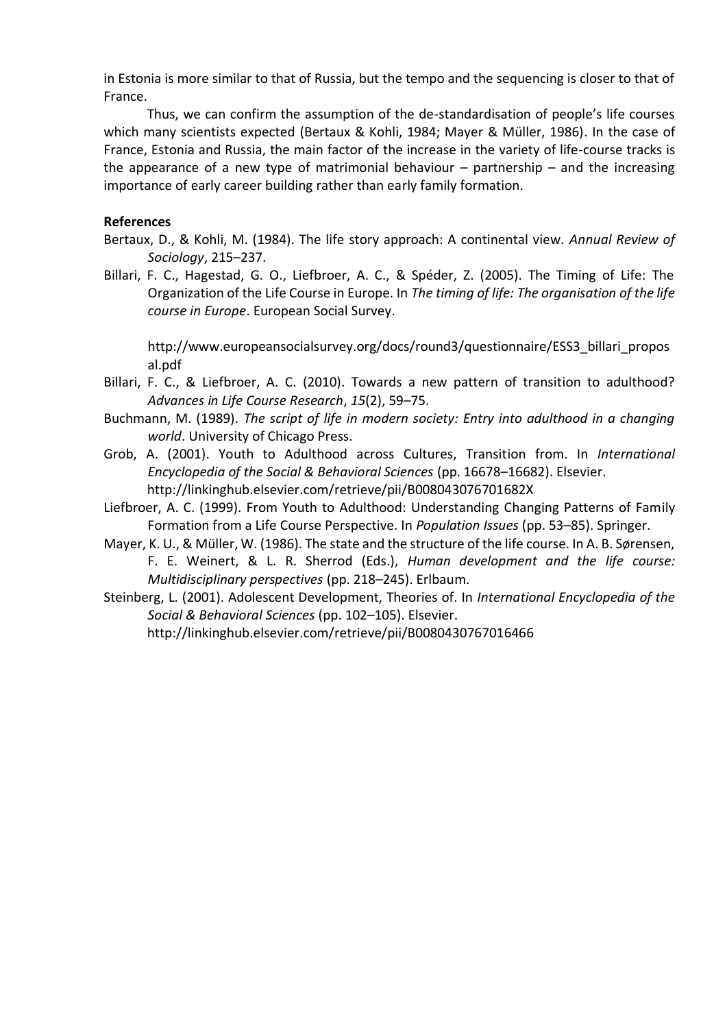in Estonia is more similar to that of Russia, but the tempo and the sequencing is closer to that of France.

Thus, we can confirm the assumption of the de-standardisation of people's life courses which many scientists expected (Bertaux & Kohli, 1984; Mayer & Müller, 1986). In the case of France, Estonia and Russia, the main factor of the increase in the variety of life-course tracks is the appearance of a new type of matrimonial behaviour – partnership – and the increasing importance of early career building rather than early family formation.

**References**

Bertaux, D., & Kohli, M. (1984). The life story approach: A continental view. *Annual Review of Sociology*, 215–237.

Billari, F. C., Hagestad, G. O., Liefbroer, A. C., & Spéder, Z. (2005). The Timing of Life: The Organization of the Life Course in Europe. In *The timing of life: The organisation of the life course in Europe*. European Social Survey.

http://www.europeansocialsurvey.org/docs/round3/questionnaire/ESS3_billari_proposal.pdf

Billari, F. C., & Liefbroer, A. C. (2010). Towards a new pattern of transition to adulthood? *Advances in Life Course Research*, *15*(2), 59–75.

Buchmann, M. (1989). *The script of life in modern society: Entry into adulthood in a changing world*. University of Chicago Press.

Grob, A. (2001). Youth to Adulthood across Cultures, Transition from. In *International Encyclopedia of the Social & Behavioral Sciences* (pp. 16678–16682). Elsevier. http://linkinghub.elsevier.com/retrieve/pii/B008043076701682X

Liefbroer, A. C. (1999). From Youth to Adulthood: Understanding Changing Patterns of Family Formation from a Life Course Perspective. In *Population Issues* (pp. 53–85). Springer.

Mayer, K. U., & Müller, W. (1986). The state and the structure of the life course. In A. B. Sørensen, F. E. Weinert, & L. R. Sherrod (Eds.), *Human development and the life course: Multidisciplinary perspectives* (pp. 218–245). Erlbaum.

Steinberg, L. (2001). Adolescent Development, Theories of. In *International Encyclopedia of the Social & Behavioral Sciences* (pp. 102–105). Elsevier. http://linkinghub.elsevier.com/retrieve/pii/B0080430767016466